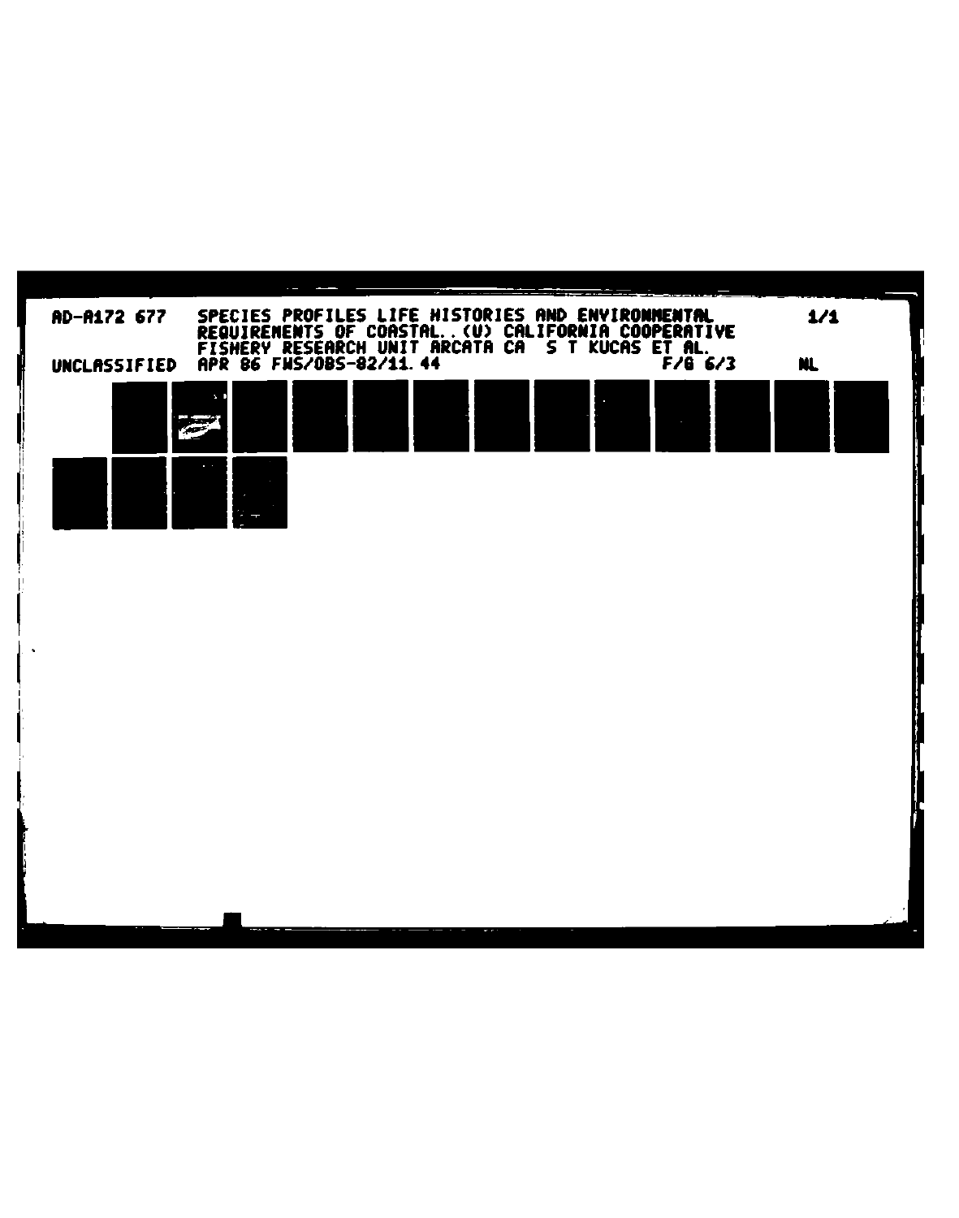AD-A172 677 SPECIES PROFILES LIFE HISTORIES AND ENVIRONMENTAL REQUIREMENTS OF COASTAL..(U) CALIFORNIA COOPERATIVE FISHERY RESEARCH UNIT ARCATA CA S T KUCAS ET AL.

UNCLASSIFIED APR 86 FWS/OBS-82/11.44 F/G 6/3 NL

1/1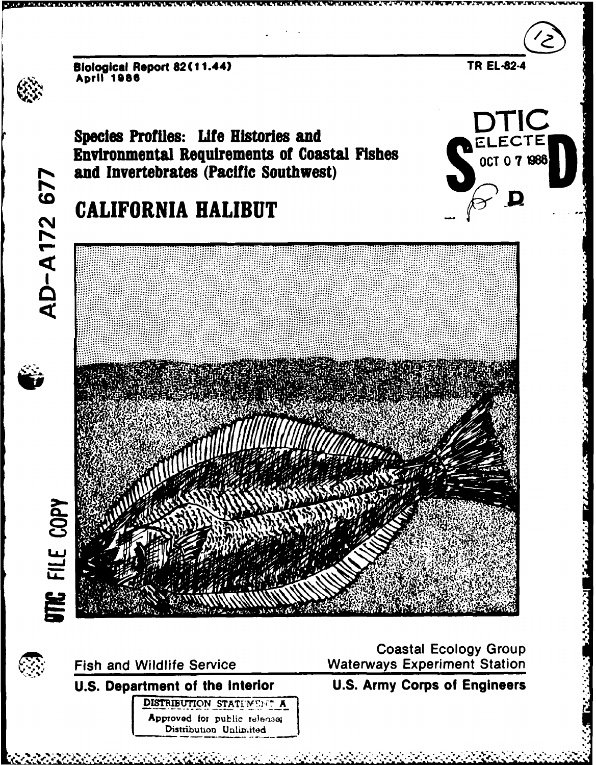Biological Report 82(11.44)
April 1986

TR EL-82-4

AD-A172 677

DTIC
ELECTE
OCT 0 7 1986
S D

# Species Profiles: Life Histories and Environmental Requirements of Coastal Fishes and Invertebrates (Pacific Southwest)

# CALIFORNIA HALIBUT

DTIC FILE COPY

Fish and Wildlife Service

**U.S. Department of the Interior**

Coastal Ecology Group
Waterways Experiment Station

**U.S. Army Corps of Engineers**

DISTRIBUTION STATEMENT A
Approved for public release;
Distribution Unlimited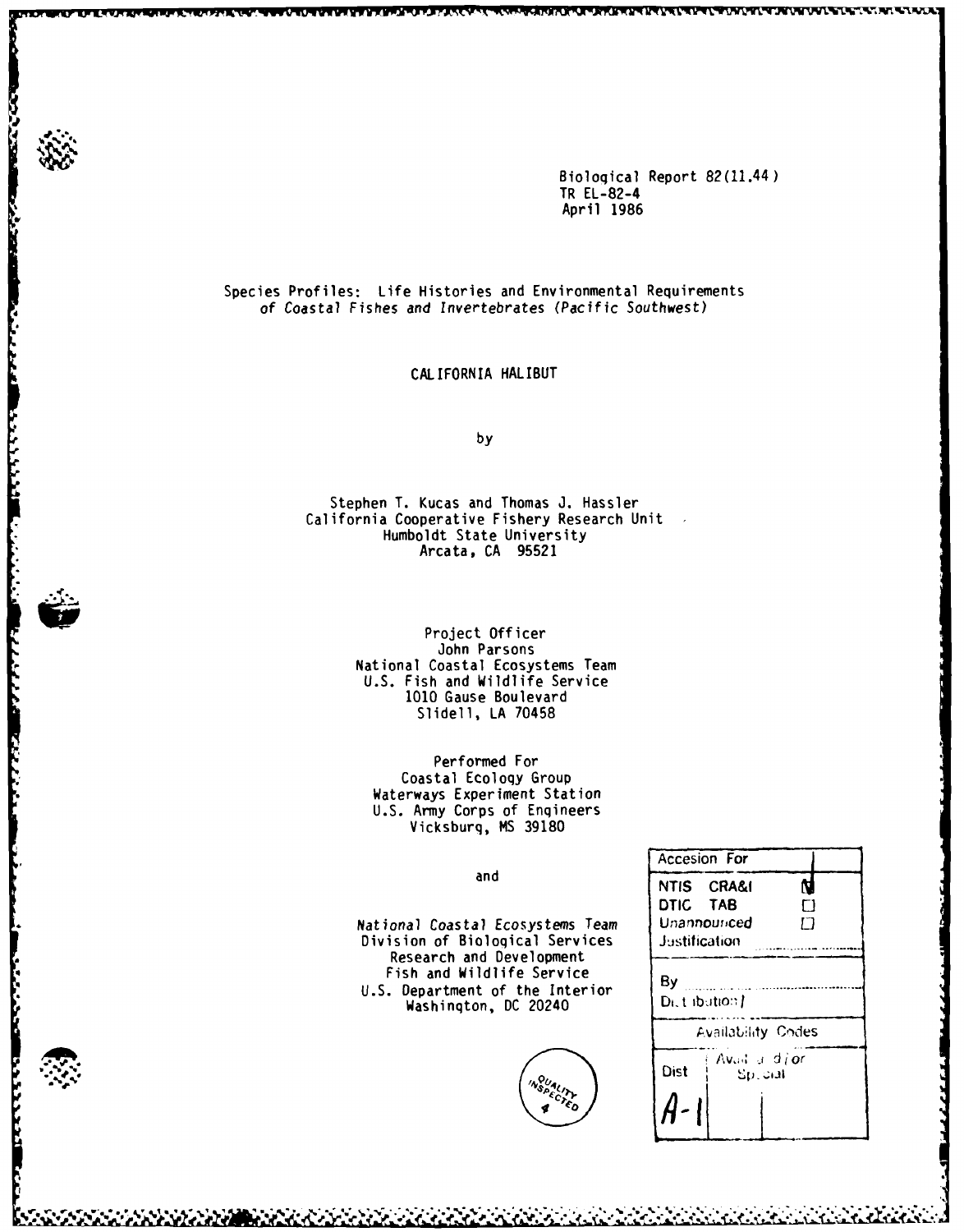Biological Report 82(11.44)
TR EL-82-4
April 1986

Species Profiles: Life Histories and Environmental Requirements
*of Coastal Fishes and Invertebrates (Pacific Southwest)*

# CALIFORNIA HALIBUT

by

Stephen T. Kucas and Thomas J. Hassler
California Cooperative Fishery Research Unit
Humboldt State University
Arcata, CA 95521

Project Officer
John Parsons
National Coastal Ecosystems Team
U.S. Fish and Wildlife Service
1010 Gause Boulevard
Slidell, LA 70458

Performed For
Coastal Ecology Group
Waterways Experiment Station
U.S. Army Corps of Engineers
Vicksburg, MS 39180

and

*National Coastal Ecosystems Team*
Division of Biological Services
Research and Development
Fish and Wildlife Service
U.S. Department of the Interior
Washington, DC 20240

| Accesion For | |
|---|---|
| NTIS CRA&I | ☑ |
| DTIC TAB | ☐ |
| Unannounced | ☐ |
| Justification | |
| By | |
| Distribution / | |
| Availability Codes | |
| Dist | Avail and / or Special |
| A-1 | |

QUALITY INSPECTED 4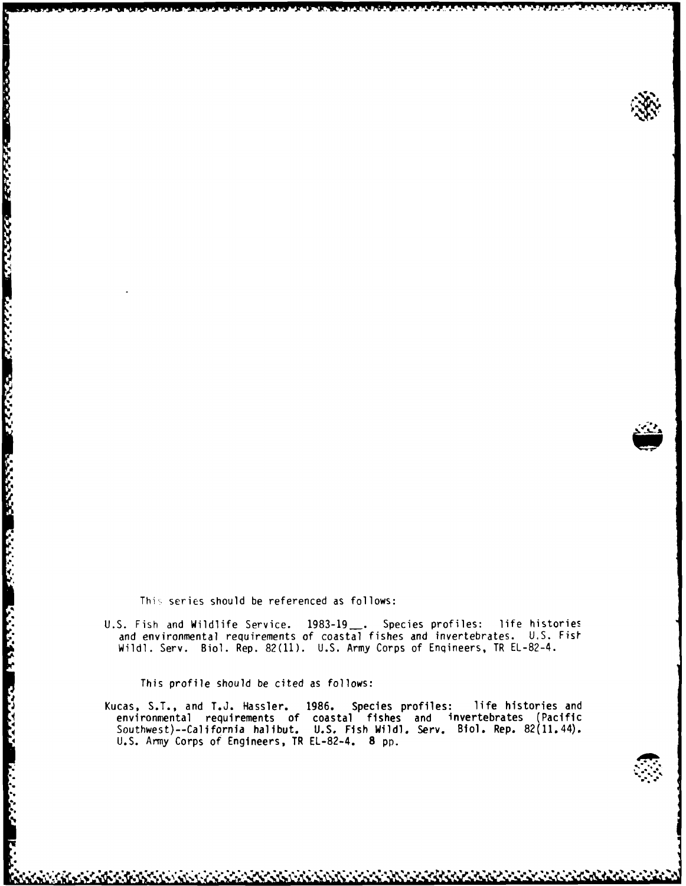This series should be referenced as follows:

U.S. Fish and Wildlife Service. 1983-19__. Species profiles: life histories and environmental requirements of coastal fishes and invertebrates. U.S. Fish Wildl. Serv. Biol. Rep. 82(11). U.S. Army Corps of Engineers, TR EL-82-4.

This profile should be cited as follows:

Kucas, S.T., and T.J. Hassler. 1986. Species profiles: life histories and environmental requirements of coastal fishes and invertebrates (Pacific Southwest)--California halibut. U.S. Fish Wildl. Serv. Biol. Rep. 82(11.44). U.S. Army Corps of Engineers, TR EL-82-4. 8 pp.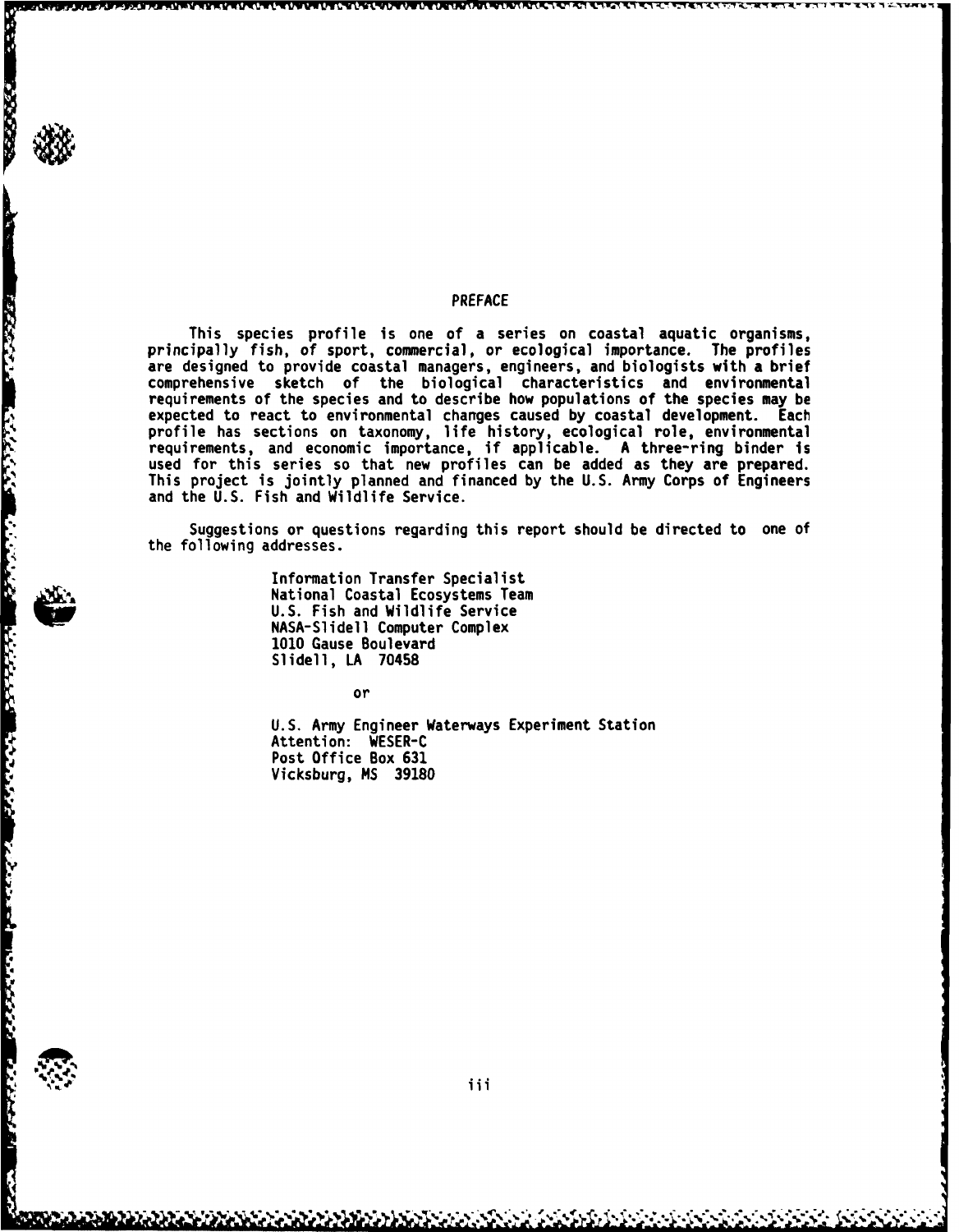# PREFACE

This species profile is one of a series on coastal aquatic organisms, principally fish, of sport, commercial, or ecological importance. The profiles are designed to provide coastal managers, engineers, and biologists with a brief comprehensive sketch of the biological characteristics and environmental requirements of the species and to describe how populations of the species may be expected to react to environmental changes caused by coastal development. Each profile has sections on taxonomy, life history, ecological role, environmental requirements, and economic importance, if applicable. A three-ring binder is used for this series so that new profiles can be added as they are prepared. This project is jointly planned and financed by the U.S. Army Corps of Engineers and the U.S. Fish and Wildlife Service.

Suggestions or questions regarding this report should be directed to one of the following addresses.

Information Transfer Specialist
National Coastal Ecosystems Team
U.S. Fish and Wildlife Service
NASA-Slidell Computer Complex
1010 Gause Boulevard
Slidell, LA 70458

or

U.S. Army Engineer Waterways Experiment Station
Attention: WESER-C
Post Office Box 631
Vicksburg, MS 39180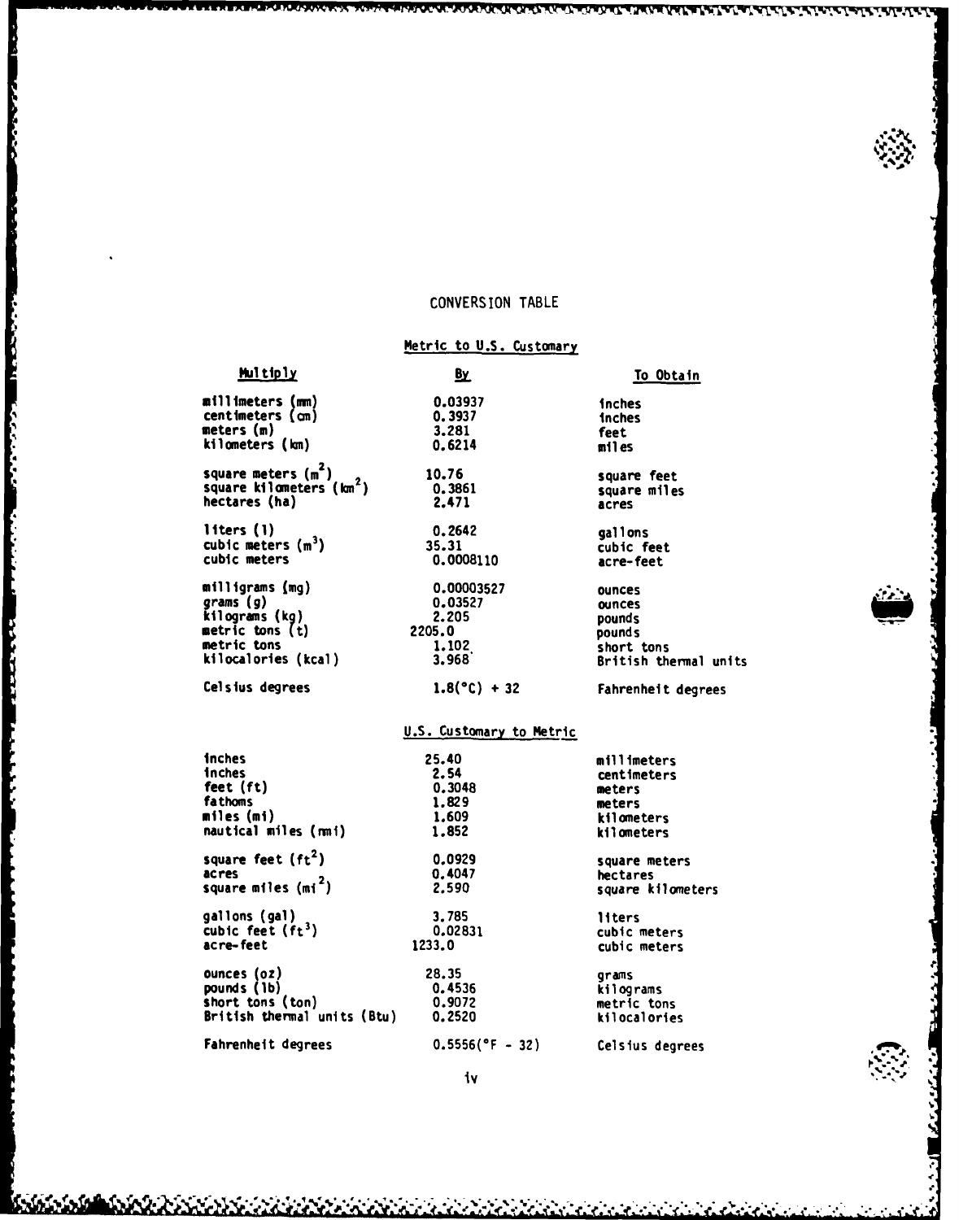# CONVERSION TABLE

## Metric to U.S. Customary

| Multiply | By | To Obtain |
|---|---|---|
| millimeters (mm) | 0.03937 | inches |
| centimeters (cm) | 0.3937 | inches |
| meters (m) | 3.281 | feet |
| kilometers (km) | 0.6214 | miles |
| square meters ($m^2$) | 10.76 | square feet |
| square kilometers ($km^2$) | 0.3861 | square miles |
| hectares (ha) | 2.471 | acres |
| liters (l) | 0.2642 | gallons |
| cubic meters ($m^3$) | 35.31 | cubic feet |
| cubic meters | 0.0008110 | acre-feet |
| milligrams (mg) | 0.00003527 | ounces |
| grams (g) | 0.03527 | ounces |
| kilograms (kg) | 2.205 | pounds |
| metric tons (t) | 2205.0 | pounds |
| metric tons | 1.102 | short tons |
| kilocalories (kcal) | 3.968 | British thermal units |
| Celsius degrees | 1.8(°C) + 32 | Fahrenheit degrees |

## U.S. Customary to Metric

| Multiply | By | To Obtain |
|---|---|---|
| inches | 25.40 | millimeters |
| inches | 2.54 | centimeters |
| feet (ft) | 0.3048 | meters |
| fathoms | 1.829 | meters |
| miles (mi) | 1.609 | kilometers |
| nautical miles (nmi) | 1.852 | kilometers |
| square feet ($ft^2$) | 0.0929 | square meters |
| acres | 0.4047 | hectares |
| square miles ($mi^2$) | 2.590 | square kilometers |
| gallons (gal) | 3.785 | liters |
| cubic feet ($ft^3$) | 0.02831 | cubic meters |
| acre-feet | 1233.0 | cubic meters |
| ounces (oz) | 28.35 | grams |
| pounds (lb) | 0.4536 | kilograms |
| short tons (ton) | 0.9072 | metric tons |
| British thermal units (Btu) | 0.2520 | kilocalories |
| Fahrenheit degrees | 0.5556(°F - 32) | Celsius degrees |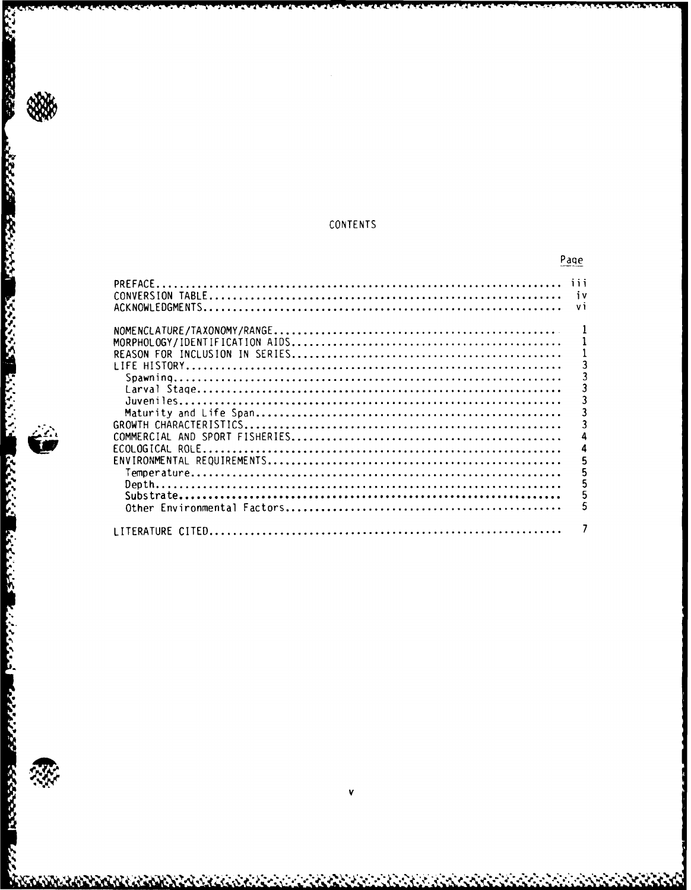# CONTENTS

| | Page |
|---|---|
| PREFACE | iii |
| CONVERSION TABLE | iv |
| ACKNOWLEDGMENTS | vi |
| | |
| NOMENCLATURE/TAXONOMY/RANGE | 1 |
| MORPHOLOGY/IDENTIFICATION AIDS | 1 |
| REASON FOR INCLUSION IN SERIES | 1 |
| LIFE HISTORY | 3 |
| Spawning | 3 |
| Larval Stage | 3 |
| Juveniles | 3 |
| Maturity and Life Span | 3 |
| GROWTH CHARACTERISTICS | 3 |
| COMMERCIAL AND SPORT FISHERIES | 4 |
| ECOLOGICAL ROLE | 4 |
| ENVIRONMENTAL REQUIREMENTS | 5 |
| Temperature | 5 |
| Depth | 5 |
| Substrate | 5 |
| Other Environmental Factors | 5 |
| | |
| LITERATURE CITED | 7 |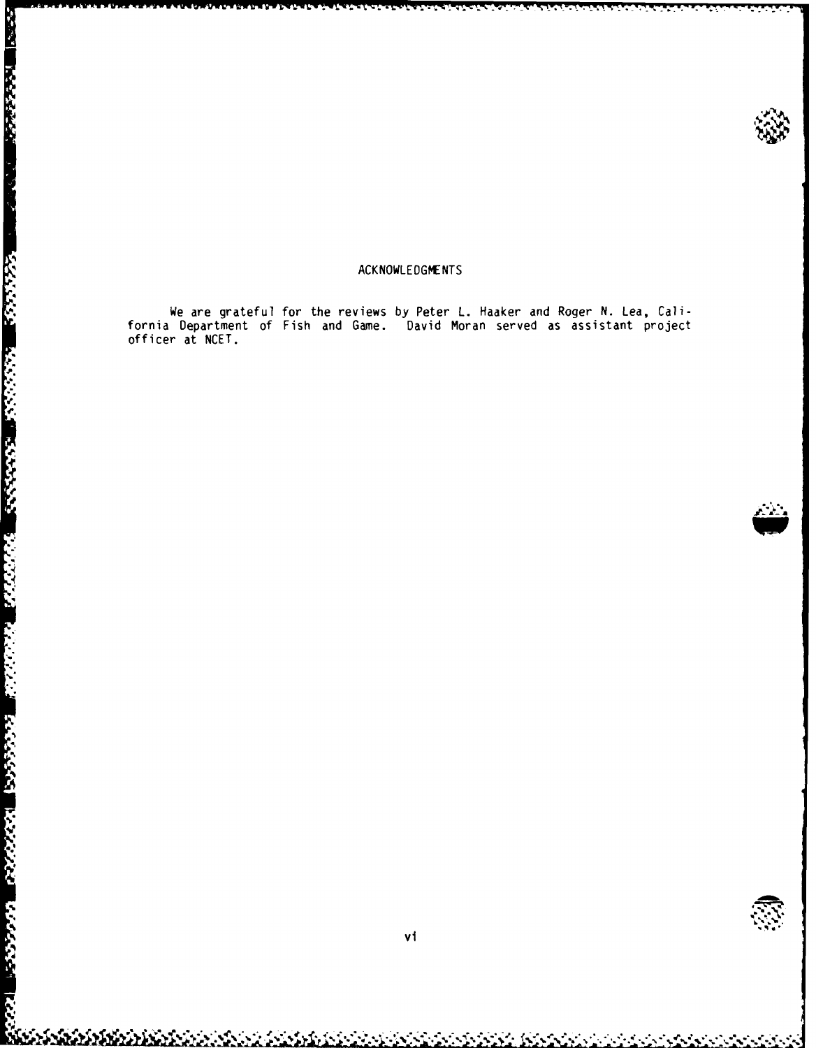# ACKNOWLEDGMENTS

We are grateful for the reviews by Peter L. Haaker and Roger N. Lea, California Department of Fish and Game. David Moran served as assistant project officer at NCET.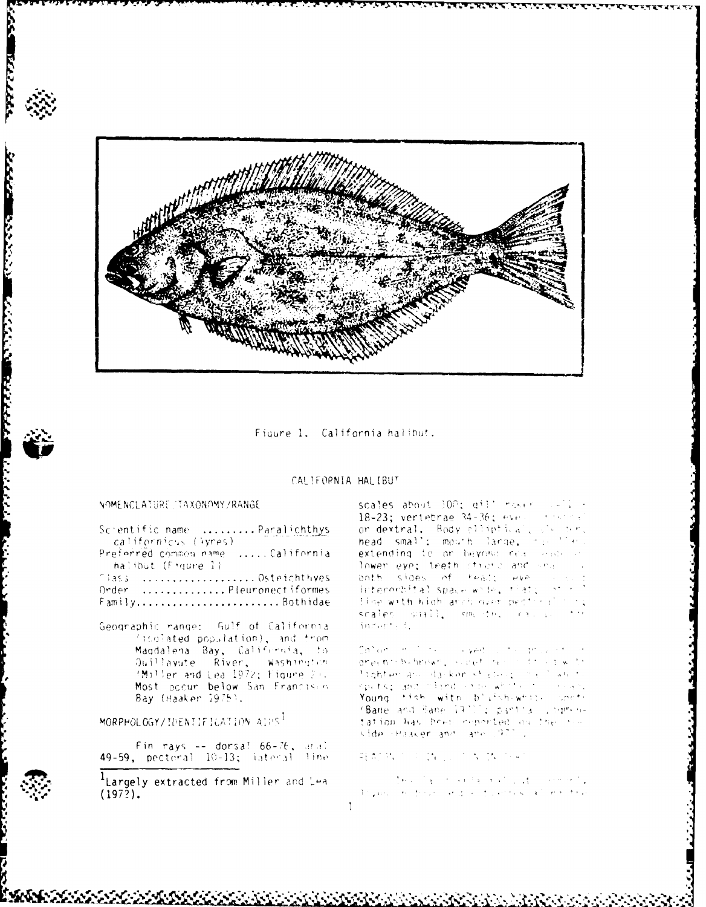Figure 1. California halibut.

# CALIFORNIA HALIBUT

## NOMENCLATURE/TAXONOMY/RANGE

Scientific name .........*Paralichthys californicus* (Ayres)
Preferred common name .....California halibut (Figure 1)
Class ..................Osteichthyes
Order .............Pleuronectiformes
Family......................Bothidae

Geographic range: Gulf of California (isolated population), and from Magdalena Bay, California, to Quillayute River, Washington (Miller and Lea 1972; Figure 2). Most occur below San Francisco Bay (Haaker 1975).

## MORPHOLOGY/IDENTIFICATION AIDS[1]

Fin rays -- dorsal 66-76, anal 49-59, pectoral 10-13; lateral line scales about 100; gill rakers ... 18-23; vertebrae 34-36; eyes ... or dextral. Body elliptical ... head small; mouth large, ... extending to or beyond rear ... lower eye; teeth strong and ... both sides of head; eye ... interorbital space wide, flat; ... line with high arch over pectoral ... scales small, smooth; ... indented.

Color ... greenish-brown, ... lighter and darker ... spots; and ... white ... Young fish with bluish-white spots (Bane and Bane 1971); partial pigmentation has been reported on the ... side (Haaker and ... 1977).

[1]Largely extracted from Miller and Lea (1972).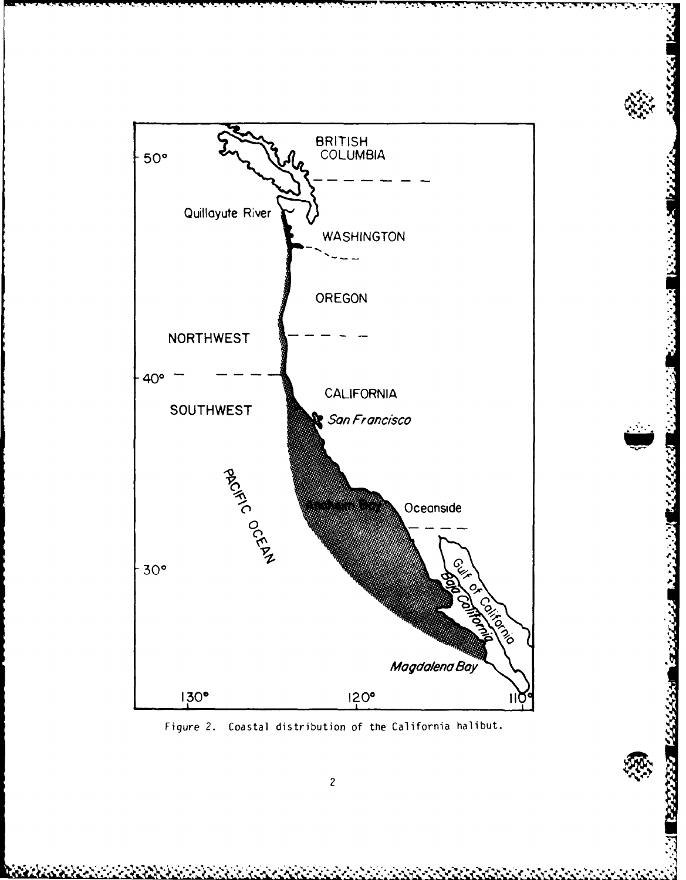Figure 2. Coastal distribution of the California halibut.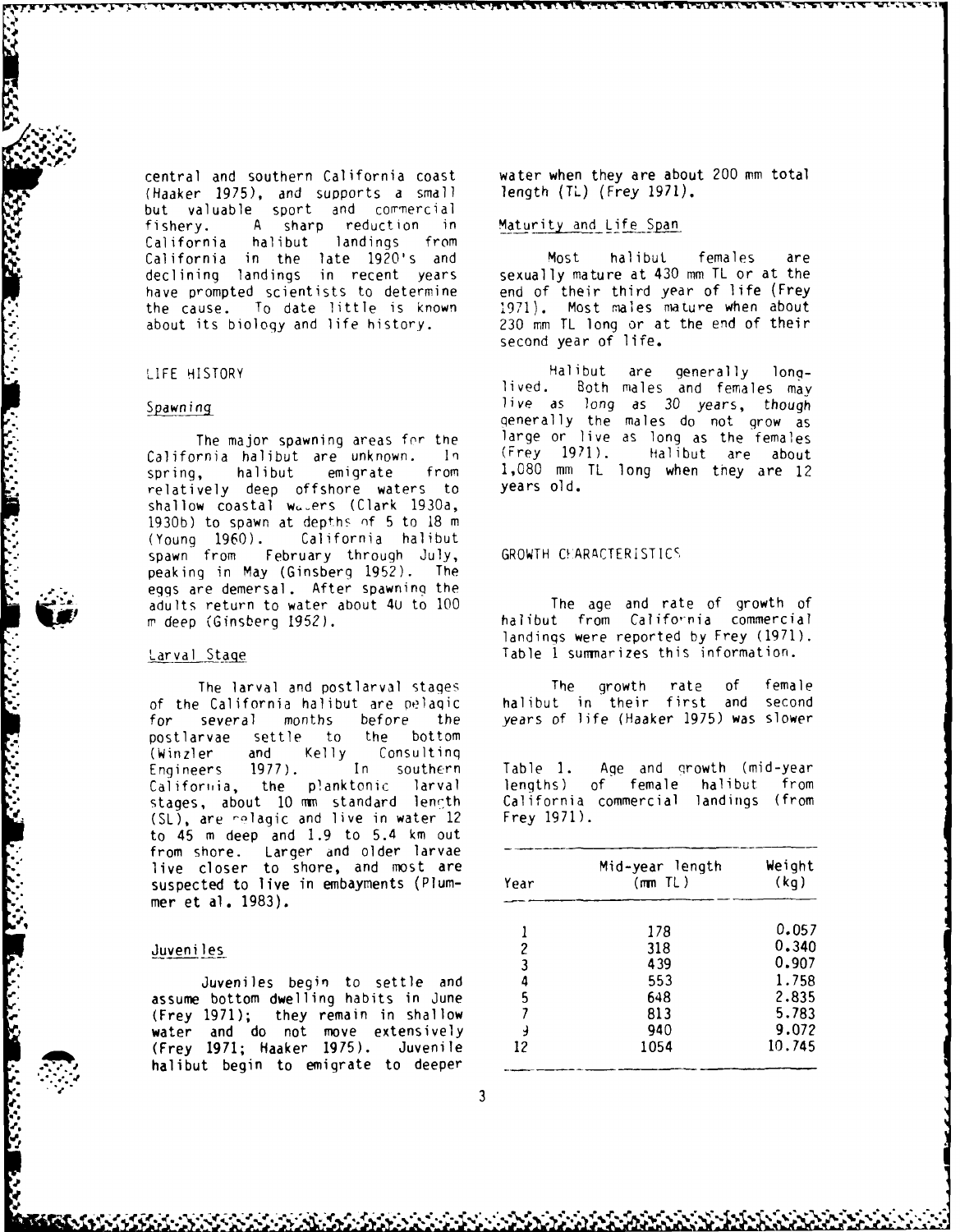central and southern California coast (Haaker 1975), and supports a small but valuable sport and commercial fishery. A sharp reduction in California halibut landings from California in the late 1920's and declining landings in recent years have prompted scientists to determine the cause. To date little is known about its biology and life history.

## LIFE HISTORY

### Spawning

The major spawning areas for the California halibut are unknown. In spring, halibut emigrate from relatively deep offshore waters to shallow coastal waters (Clark 1930a, 1930b) to spawn at depths of 5 to 18 m (Young 1960). California halibut spawn from February through July, peaking in May (Ginsberg 1952). The eggs are demersal. After spawning the adults return to water about 40 to 100 m deep (Ginsberg 1952).

### Larval Stage

The larval and postlarval stages of the California halibut are pelagic for several months before the postlarvae settle to the bottom (Winzler and Kelly Consulting Engineers 1977). In southern California, the planktonic larval stages, about 10 mm standard length (SL), are pelagic and live in water 12 to 45 m deep and 1.9 to 5.4 km out from shore. Larger and older larvae live closer to shore, and most are suspected to live in embayments (Plummer et al. 1983).

### Juveniles

Juveniles begin to settle and assume bottom dwelling habits in June (Frey 1971); they remain in shallow water and do not move extensively (Frey 1971; Haaker 1975). Juvenile halibut begin to emigrate to deeper water when they are about 200 mm total length (TL) (Frey 1971).

### Maturity and Life Span

Most halibut females are sexually mature at 430 mm TL or at the end of their third year of life (Frey 1971). Most males mature when about 230 mm TL long or at the end of their second year of life.

Halibut are generally long-lived. Both males and females may live as long as 30 years, though generally the males do not grow as large or live as long as the females (Frey 1971). Halibut are about 1,080 mm TL long when they are 12 years old.

## GROWTH CHARACTERISTICS

The age and rate of growth of halibut from California commercial landings were reported by Frey (1971). Table 1 summarizes this information.

The growth rate of female halibut in their first and second years of life (Haaker 1975) was slower

Table 1. Age and growth (mid-year lengths) of female halibut from California commercial landings (from Frey 1971).

| Year | Mid-year length (mm TL) | Weight (kg) |
|---|---|---|
| 1 | 178 | 0.057 |
| 2 | 318 | 0.340 |
| 3 | 439 | 0.907 |
| 4 | 553 | 1.758 |
| 5 | 648 | 2.835 |
| 7 | 813 | 5.783 |
| 9 | 940 | 9.072 |
| 12 | 1054 | 10.745 |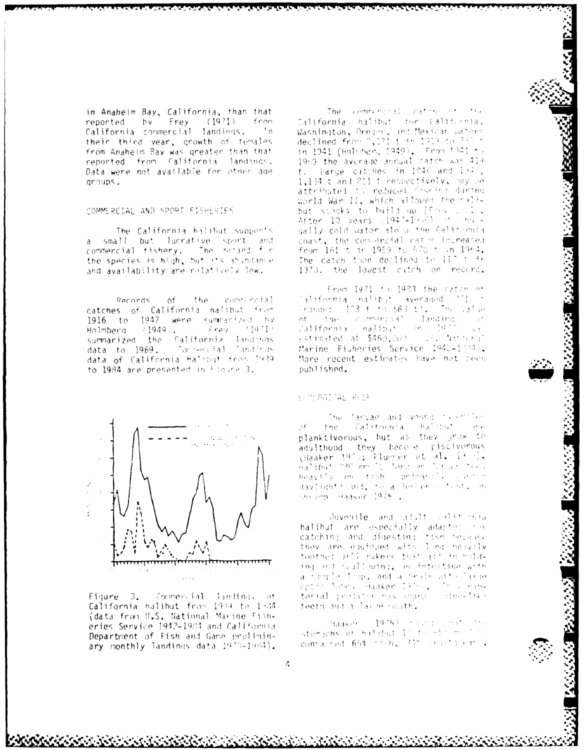in Anaheim Bay, California, than that reported by Frey (1971) from California commercial landings. In their third year, growth of females from Anaheim Bay was greater than that reported from California landings. Data were not available for other age groups.

## COMMERCIAL AND SPORT FISHERIES

The California halibut supports a small but lucrative sport and commercial fishery. The demand for the species is high, but its abundance and availability are relatively low.

Records of the commercial catches of California halibut from 1916 to 1947 were summarized by Holmberg (1949). Frey (1971) summarized the California landings data to 1969. Commercial landings data of California halibut from 1939 to 1984 are presented in Figure 3.

Figure 3. Commercial landings of California halibut from 1934 to 1984 (data from U.S. National Marine Fisheries Service 1942-1984 and California Department of Fish and Game preliminary monthly landings data 1979-1984).

The commercial catch of the California halibut for California, Washington, Oregon, and Mexican waters declined from 2,121 t in 1919 to 2?? t in 1941 (Holmberg 1949). From 1941 to 1959 the average annual catch was 419 t. Large catches in 1946 and 1947, 1,134 t and 811 t respectively, may be attributed to reduced fishing during World War II, which allowed the halibut stocks to build up (Frey 1971). After 10 years (1947-1956) of unusually cold water along the California coast, the commercial catch increased from 161 t in 1959 to 570 t in 1964. The catch then declined to 117 t in 1970, the lowest catch on record.

From 1971 to 1983 the catch of California halibut averaged ??? t (range: 1?3 t to 563 t). The value of the commercial landings of California halibut in 19?? was estimated at $460,000 (U.S. National Marine Fisheries Service 1942-1983). More recent estimates have not been published.

## ECOLOGICAL ROLE

The larvae and young juveniles of the California halibut are planktivorous, but as they grow to adulthood they become piscivorous (Haaker 1975; Plummer et al. 1983). Halibut 220 mm TL long or longer feed heavily on fish (primarily anchovies during daylight) and, to a lesser extent, on shrimp (Haaker 1975).

Juvenile and adult California halibut are especially adapted for catching and digesting fish because they are equipped with long heavily toothed gill rakers that aid in holding and swallowing, an intestine with a simple loop, and a brain with large optic lobes (Haaker 1975). This raptorial predator has sharp canine-like teeth and a large mouth.

Haaker (1975) reported that the stomachs of halibut ?? to ??? mm TL contained 65% fish, ??% crustaceans,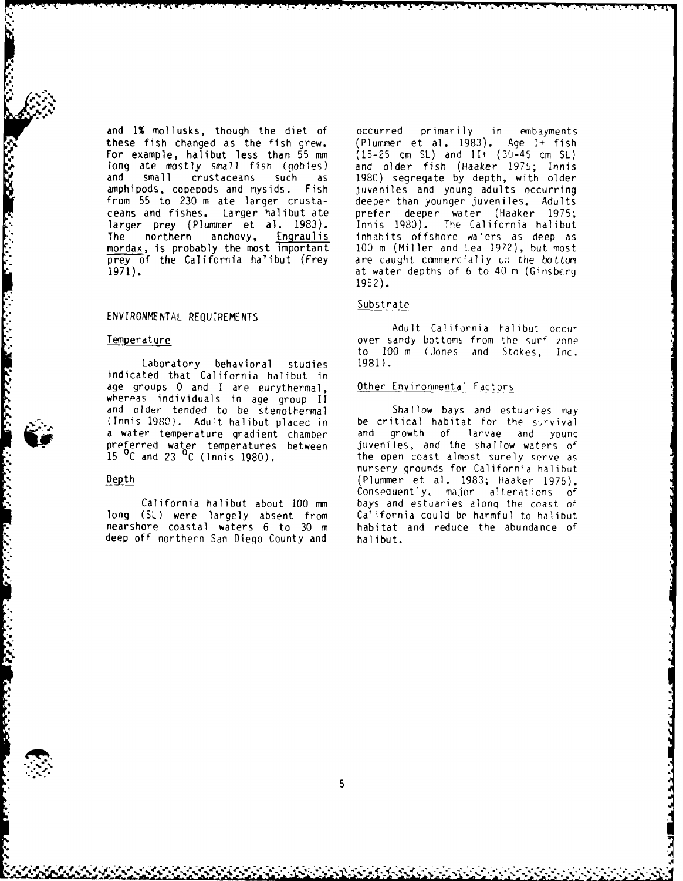and 1% mollusks, though the diet of these fish changed as the fish grew. For example, halibut less than 55 mm long ate mostly small fish (gobies) and small crustaceans such as amphipods, copepods and mysids. Fish from 55 to 230 m ate larger crustaceans and fishes. Larger halibut ate larger prey (Plummer et al. 1983). The northern anchovy, *Engraulis mordax*, is probably the most important prey of the California halibut (Frey 1971).

## ENVIRONMENTAL REQUIREMENTS

### Temperature

Laboratory behavioral studies indicated that California halibut in age groups 0 and I are eurythermal, whereas individuals in age group II and older tended to be stenothermal (Innis 1980). Adult halibut placed in a water temperature gradient chamber preferred water temperatures between 15 °C and 23 °C (Innis 1980).

### Depth

California halibut about 100 mm long (SL) were largely absent from nearshore coastal waters 6 to 30 m deep off northern San Diego County and occurred primarily in embayments (Plummer et al. 1983). Age I+ fish (15-25 cm SL) and II+ (30-45 cm SL) and older fish (Haaker 1975; Innis 1980) segregate by depth, with older juveniles and young adults occurring deeper than younger juveniles. Adults prefer deeper water (Haaker 1975; Innis 1980). The California halibut inhabits offshore waters as deep as 100 m (Miller and Lea 1972), but most are caught commercially on the bottom at water depths of 6 to 40 m (Ginsberg 1952).

### Substrate

Adult California halibut occur over sandy bottoms from the surf zone to 100 m (Jones and Stokes, Inc. 1981).

### Other Environmental Factors

Shallow bays and estuaries may be critical habitat for the survival and growth of larvae and young juveniles, and the shallow waters of the open coast almost surely serve as nursery grounds for California halibut (Plummer et al. 1983; Haaker 1975). Consequently, major alterations of bays and estuaries along the coast of California could be harmful to halibut habitat and reduce the abundance of halibut.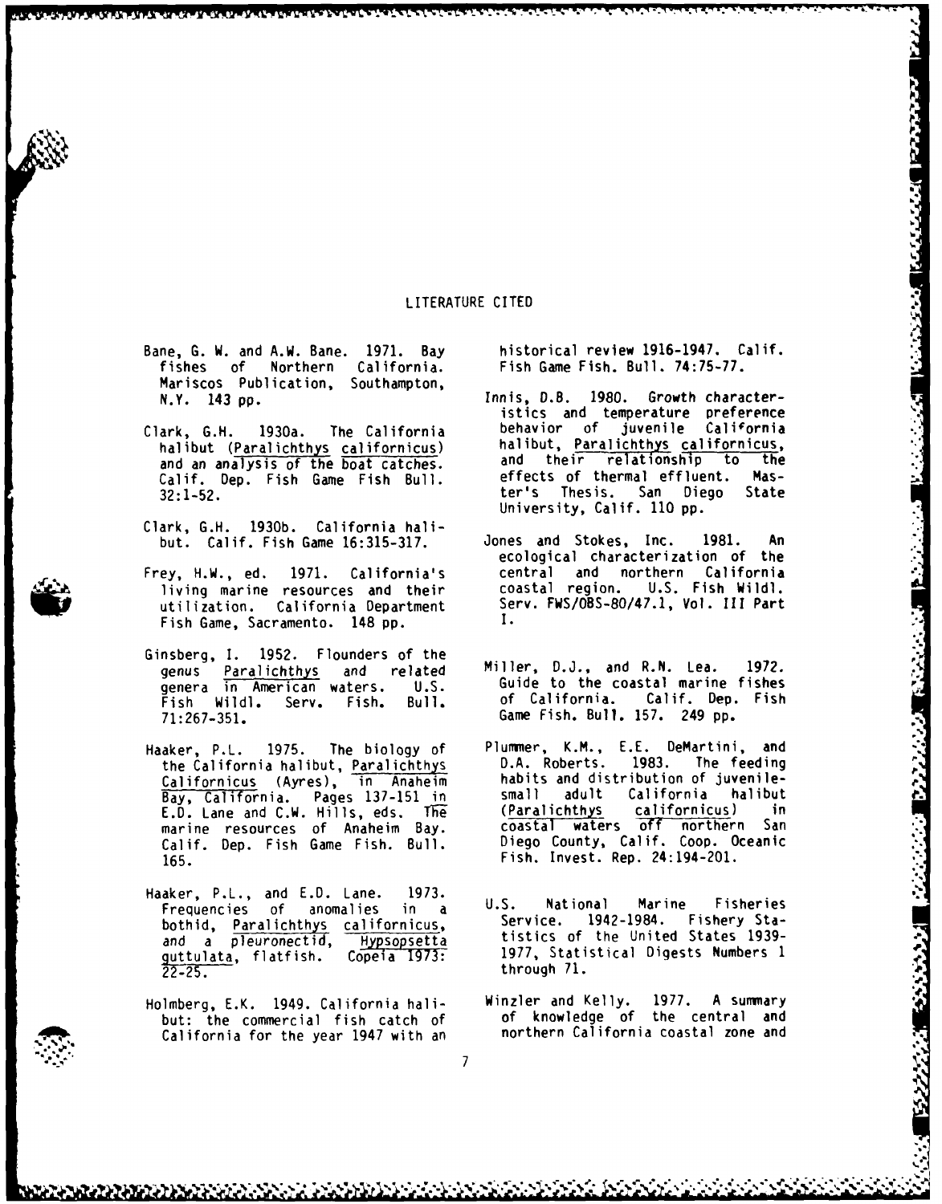## LITERATURE CITED

Bane, G. W. and A.W. Bane. 1971. Bay fishes of Northern California. Mariscos Publication, Southampton, N.Y. 143 pp.

Clark, G.H. 1930a. The California halibut (*Paralichthys californicus*) and an analysis of the boat catches. Calif. Dep. Fish Game Fish Bull. 32:1-52.

Clark, G.H. 1930b. California halibut. Calif. Fish Game 16:315-317.

Frey, H.W., ed. 1971. California's living marine resources and their utilization. California Department Fish Game, Sacramento. 148 pp.

Ginsberg, I. 1952. Flounders of the genus *Paralichthys* and related genera in American waters. U.S. Fish Wildl. Serv. Fish. Bull. 71:267-351.

Haaker, P.L. 1975. The biology of the California halibut, *Paralichthys Californicus* (Ayres), in Anaheim Bay, California. Pages 137-151 in E.D. Lane and C.W. Hills, eds. The marine resources of Anaheim Bay. Calif. Dep. Fish Game Fish. Bull. 165.

Haaker, P.L., and E.D. Lane. 1973. Frequencies of anomalies in a bothid, *Paralichthys californicus*, and a pleuronectid, *Hypsopsetta guttulata*, flatfish. Copeia 1973: 22-25.

Holmberg, E.K. 1949. California halibut: the commercial fish catch of California for the year 1947 with an historical review 1916-1947. Calif. Fish Game Fish. Bull. 74:75-77.

Innis, D.B. 1980. Growth characteristics and temperature preference behavior of juvenile California halibut, *Paralichthys californicus*, and their relationship to the effects of thermal effluent. Master's Thesis. San Diego State University, Calif. 110 pp.

Jones and Stokes, Inc. 1981. An ecological characterization of the central and northern California coastal region. U.S. Fish Wildl. Serv. FWS/OBS-80/47.1, Vol. III Part I.

Miller, D.J., and R.N. Lea. 1972. Guide to the coastal marine fishes of California. Calif. Dep. Fish Game Fish. Bull. 157. 249 pp.

Plummer, K.M., E.E. DeMartini, and D.A. Roberts. 1983. The feeding habits and distribution of juvenile-small adult California halibut (*Paralichthys californicus*) in coastal waters off northern San Diego County, Calif. Coop. Oceanic Fish. Invest. Rep. 24:194-201.

U.S. National Marine Fisheries Service. 1942-1984. Fishery Statistics of the United States 1939-1977, Statistical Digests Numbers 1 through 71.

Winzler and Kelly. 1977. A summary of knowledge of the central and northern California coastal zone and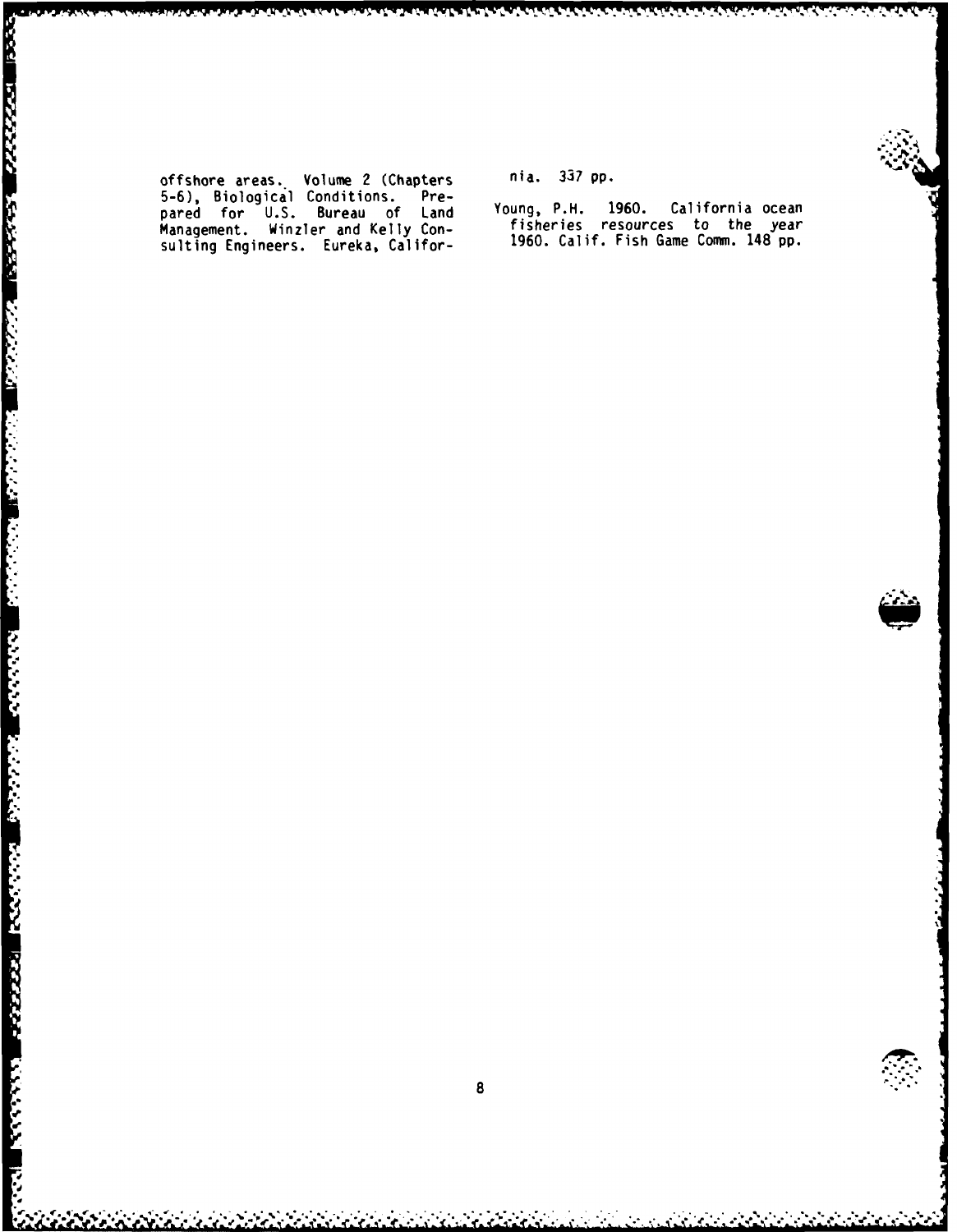offshore areas. Volume 2 (Chapters 5-6), Biological Conditions. Prepared for U.S. Bureau of Land Management. Winzler and Kelly Consulting Engineers. Eureka, California. 337 pp.

Young, P.H. 1960. California ocean fisheries resources to the year 1960. Calif. Fish Game Comm. 148 pp.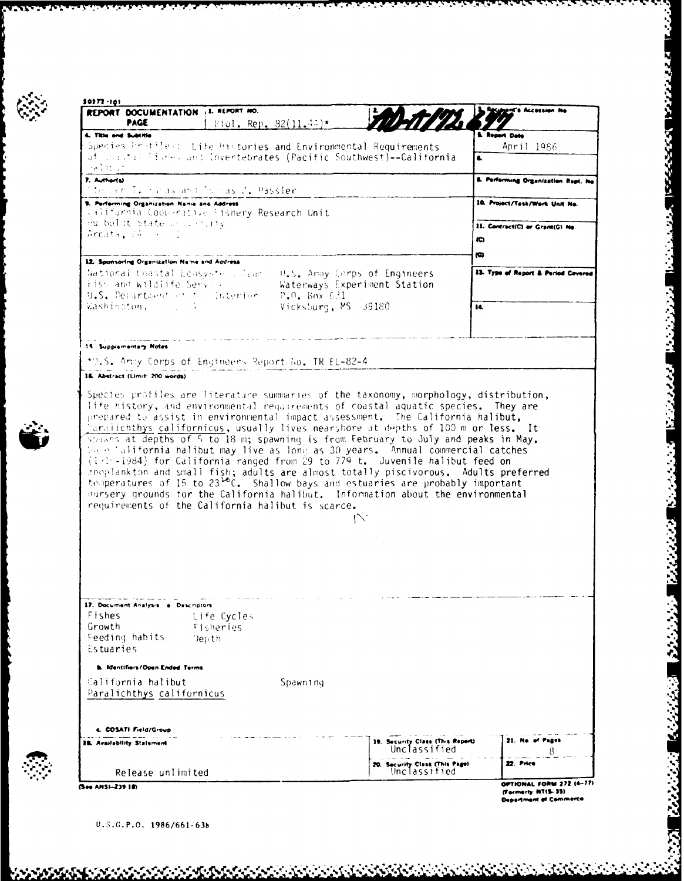50272-101

**REPORT DOCUMENTATION PAGE**

| 1. REPORT NO. | 2. | 3. Recipient's Accession No. |
|---|---|---|
| Biol. Rep. 82(11.44)* | AD-A172 697 | |

| 4. Title and Subtitle | 5. Report Date |
|---|---|
| Species Profiles: Life Histories and Environmental Requirements of Coastal Fishes and Invertebrates (Pacific Southwest)--California halibut | April 1986 |
| | 6. |

| 7. Author(s) | 8. Performing Organization Rept. No. |
|---|---|
| Steven T. Haugen and Thomas J. Hassler | |

| 9. Performing Organization Name and Address | 10. Project/Task/Work Unit No. |
|---|---|
| California Cooperative Fishery Research Unit<br>Humboldt State University<br>Arcata, CA | |
| | 11. Contract(C) or Grant(G) No.<br>(C)<br>(G) |

| 12. Sponsoring Organization Name and Address | | 13. Type of Report & Period Covered |
|---|---|---|
| National Coastal Ecosystems Team<br>Fish and Wildlife Service<br>U.S. Department of the Interior<br>Washington, DC | U.S. Army Corps of Engineers<br>Waterways Experiment Station<br>P.O. Box 631<br>Vicksburg, MS 39180 | |
| | | 14. |

**15. Supplementary Notes**

*U.S. Army Corps of Engineers Report No. TR EL-82-4

**16. Abstract (Limit: 200 words)**

Species profiles are literature summaries of the taxonomy, morphology, distribution, life history, and environmental requirements of coastal aquatic species. They are prepared to assist in environmental impact assessment. The California halibut, *Paralichthys californicus*, usually lives nearshore at depths of 100 m or less. It spawns at depths of 5 to 18 m; spawning is from February to July and peaks in May. Some California halibut may live as long as 30 years. Annual commercial catches (19 -1984) for California ranged from 29 to 779 t. Juvenile halibut feed on zooplankton and small fish; adults are almost totally piscivorous. Adults preferred temperatures of 15 to 23 °C. Shallow bays and estuaries are probably important nursery grounds for the California halibut. Information about the environmental requirements of the California halibut is scarce.

**17. Document Analysis a. Descriptors**

| | |
|---|---|
| Fishes | Life Cycles |
| Growth | Fisheries |
| Feeding habits | Depth |
| Estuaries | |

**b. Identifiers/Open-Ended Terms**

| | |
|---|---|
| California halibut | Spawning |
| *Paralichthys californicus* | |

**c. COSATI Field/Group**

| 18. Availability Statement | 19. Security Class (This Report) | 21. No. of Pages |
|---|---|---|
| Release unlimited | Unclassified | 8 |
| | 20. Security Class (This Page) | 22. Price |
| | Unclassified | |

(See ANSI-Z39.18)

OPTIONAL FORM 272 (4-77)
(Formerly NTIS-35)
Department of Commerce

U.S.G.P.O. 1986/661-638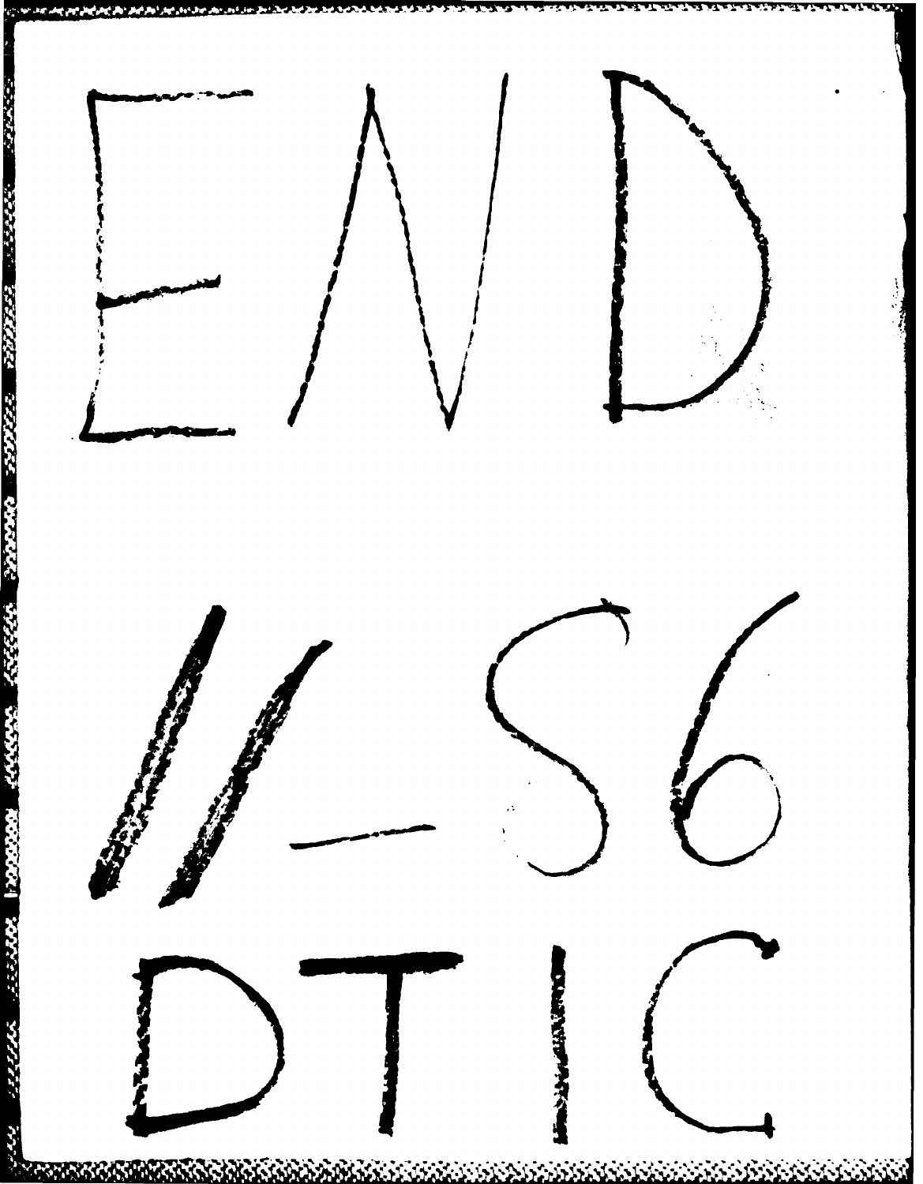END

11-86

DTIC